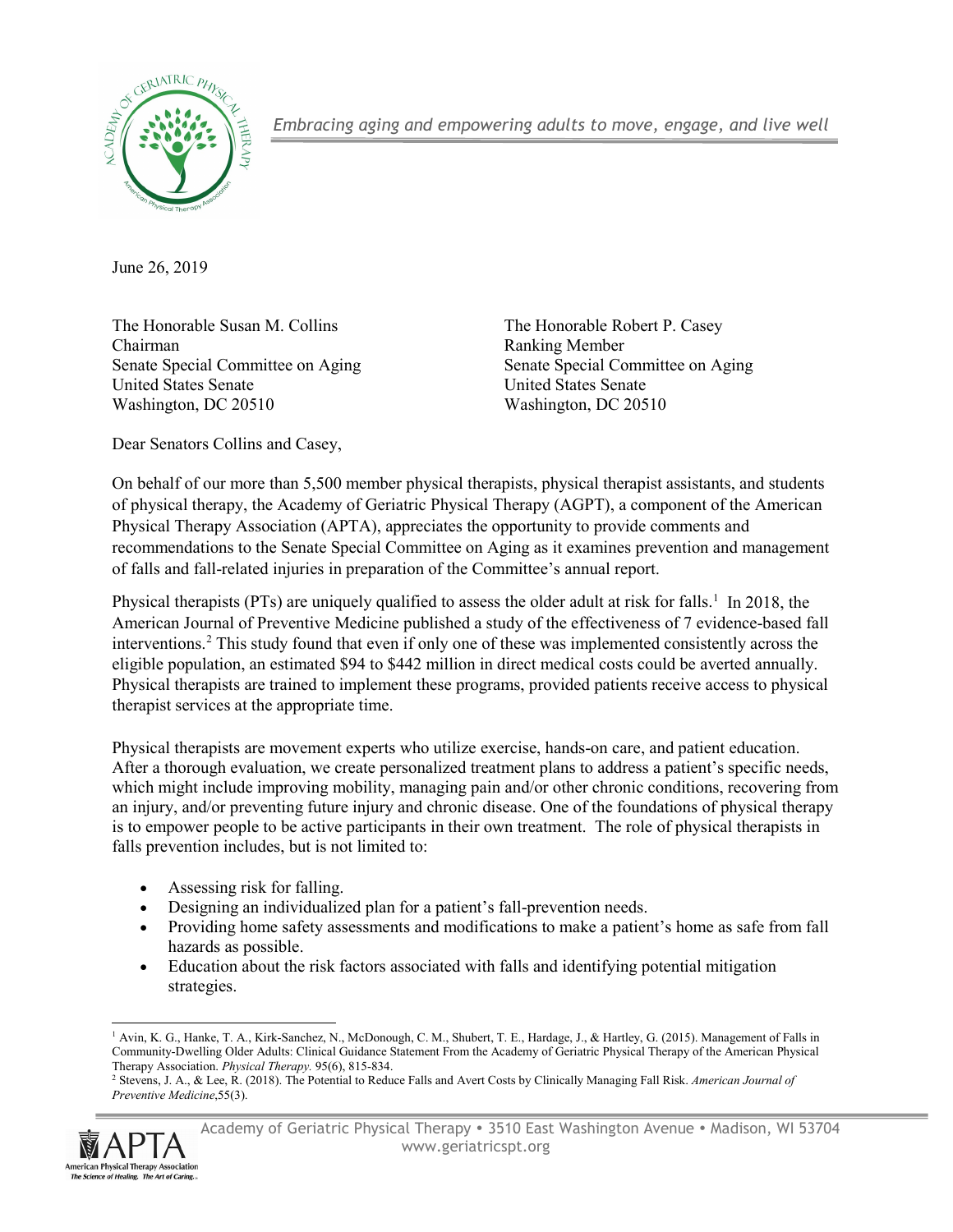*Embracing aging and empowering adults to move, engage, and live well*

June 26, 2019

The Honorable Susan M. Collins
Chairman
Senate Special Committee on Aging
United States Senate
Washington, DC 20510

The Honorable Robert P. Casey
Ranking Member
Senate Special Committee on Aging
United States Senate
Washington, DC 20510

Dear Senators Collins and Casey,

On behalf of our more than 5,500 member physical therapists, physical therapist assistants, and students of physical therapy, the Academy of Geriatric Physical Therapy (AGPT), a component of the American Physical Therapy Association (APTA), appreciates the opportunity to provide comments and recommendations to the Senate Special Committee on Aging as it examines prevention and management of falls and fall-related injuries in preparation of the Committee's annual report.

Physical therapists (PTs) are uniquely qualified to assess the older adult at risk for falls.[1] In 2018, the American Journal of Preventive Medicine published a study of the effectiveness of 7 evidence-based fall interventions.[2] This study found that even if only one of these was implemented consistently across the eligible population, an estimated $94 to $442 million in direct medical costs could be averted annually. Physical therapists are trained to implement these programs, provided patients receive access to physical therapist services at the appropriate time.

Physical therapists are movement experts who utilize exercise, hands-on care, and patient education. After a thorough evaluation, we create personalized treatment plans to address a patient's specific needs, which might include improving mobility, managing pain and/or other chronic conditions, recovering from an injury, and/or preventing future injury and chronic disease. One of the foundations of physical therapy is to empower people to be active participants in their own treatment. The role of physical therapists in falls prevention includes, but is not limited to:

- Assessing risk for falling.
- Designing an individualized plan for a patient's fall-prevention needs.
- Providing home safety assessments and modifications to make a patient's home as safe from fall hazards as possible.
- Education about the risk factors associated with falls and identifying potential mitigation strategies.

[1] Avin, K. G., Hanke, T. A., Kirk-Sanchez, N., McDonough, C. M., Shubert, T. E., Hardage, J., & Hartley, G. (2015). Management of Falls in Community-Dwelling Older Adults: Clinical Guidance Statement From the Academy of Geriatric Physical Therapy of the American Physical Therapy Association. *Physical Therapy*. 95(6), 815-834.

[2] Stevens, J. A., & Lee, R. (2018). The Potential to Reduce Falls and Avert Costs by Clinically Managing Fall Risk. *American Journal of Preventive Medicine*,55(3).

Academy of Geriatric Physical Therapy • 3510 East Washington Avenue • Madison, WI 53704
www.geriatricspt.org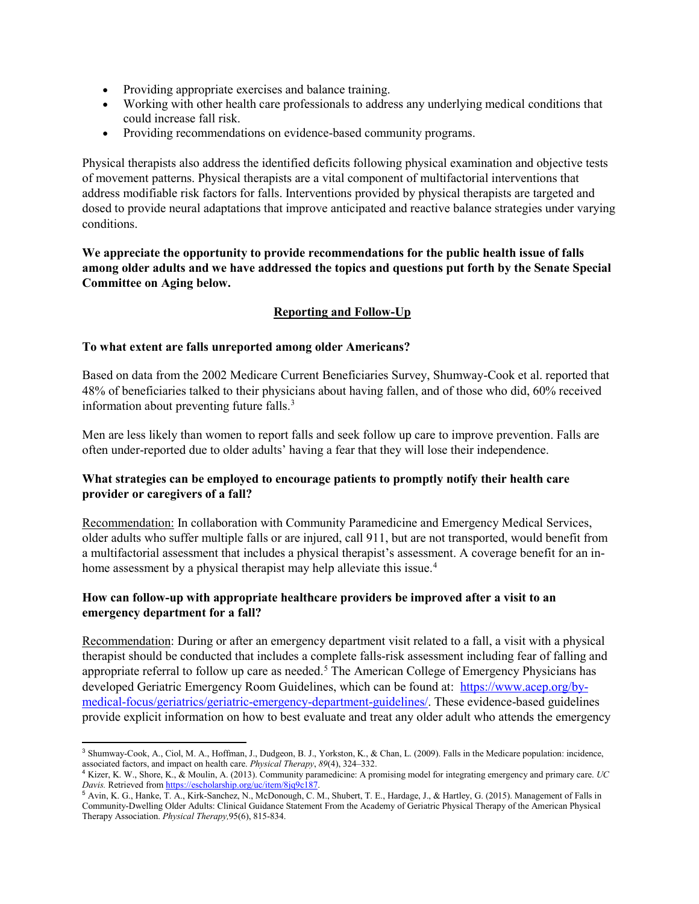- Providing appropriate exercises and balance training.
- Working with other health care professionals to address any underlying medical conditions that could increase fall risk.
- Providing recommendations on evidence-based community programs.

Physical therapists also address the identified deficits following physical examination and objective tests of movement patterns. Physical therapists are a vital component of multifactorial interventions that address modifiable risk factors for falls. Interventions provided by physical therapists are targeted and dosed to provide neural adaptations that improve anticipated and reactive balance strategies under varying conditions.

**We appreciate the opportunity to provide recommendations for the public health issue of falls among older adults and we have addressed the topics and questions put forth by the Senate Special Committee on Aging below.**

## Reporting and Follow-Up

**To what extent are falls unreported among older Americans?**

Based on data from the 2002 Medicare Current Beneficiaries Survey, Shumway-Cook et al. reported that 48% of beneficiaries talked to their physicians about having fallen, and of those who did, 60% received information about preventing future falls.[3]

Men are less likely than women to report falls and seek follow up care to improve prevention. Falls are often under-reported due to older adults' having a fear that they will lose their independence.

**What strategies can be employed to encourage patients to promptly notify their health care provider or caregivers of a fall?**

Recommendation: In collaboration with Community Paramedicine and Emergency Medical Services, older adults who suffer multiple falls or are injured, call 911, but are not transported, would benefit from a multifactorial assessment that includes a physical therapist's assessment. A coverage benefit for an in-home assessment by a physical therapist may help alleviate this issue.[4]

**How can follow-up with appropriate healthcare providers be improved after a visit to an emergency department for a fall?**

Recommendation: During or after an emergency department visit related to a fall, a visit with a physical therapist should be conducted that includes a complete falls-risk assessment including fear of falling and appropriate referral to follow up care as needed.[5] The American College of Emergency Physicians has developed Geriatric Emergency Room Guidelines, which can be found at: https://www.acep.org/by-medical-focus/geriatrics/geriatric-emergency-department-guidelines/. These evidence-based guidelines provide explicit information on how to best evaluate and treat any older adult who attends the emergency

---

[3] Shumway-Cook, A., Ciol, M. A., Hoffman, J., Dudgeon, B. J., Yorkston, K., & Chan, L. (2009). Falls in the Medicare population: incidence, associated factors, and impact on health care. *Physical Therapy*, *89*(4), 324–332.

[4] Kizer, K. W., Shore, K., & Moulin, A. (2013). Community paramedicine: A promising model for integrating emergency and primary care. *UC Davis.* Retrieved from https://escholarship.org/uc/item/8jq9c187.

[5] Avin, K. G., Hanke, T. A., Kirk-Sanchez, N., McDonough, C. M., Shubert, T. E., Hardage, J., & Hartley, G. (2015). Management of Falls in Community-Dwelling Older Adults: Clinical Guidance Statement From the Academy of Geriatric Physical Therapy of the American Physical Therapy Association. *Physical Therapy,*95(6), 815-834.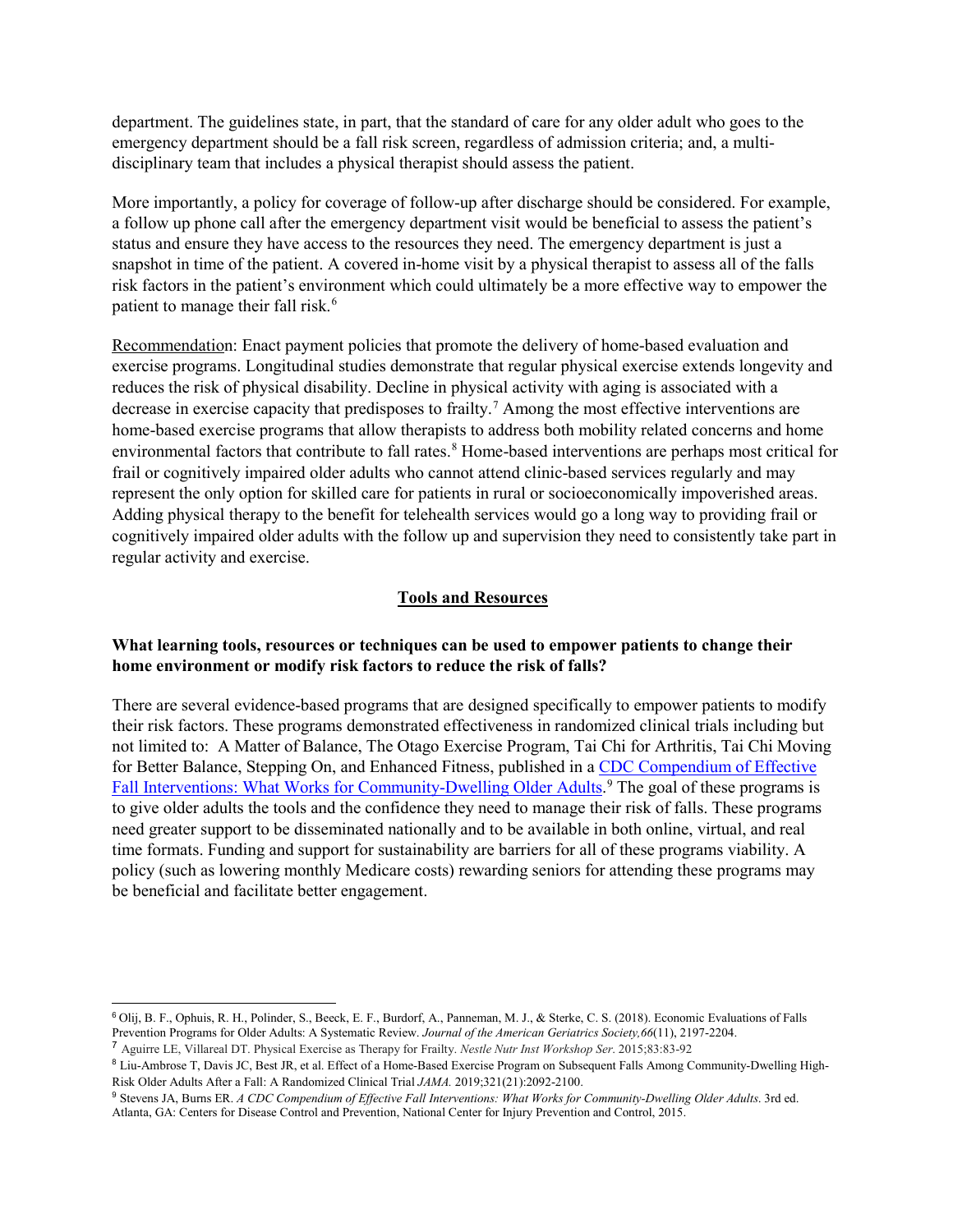department. The guidelines state, in part, that the standard of care for any older adult who goes to the emergency department should be a fall risk screen, regardless of admission criteria; and, a multi-disciplinary team that includes a physical therapist should assess the patient.

More importantly, a policy for coverage of follow-up after discharge should be considered. For example, a follow up phone call after the emergency department visit would be beneficial to assess the patient's status and ensure they have access to the resources they need. The emergency department is just a snapshot in time of the patient. A covered in-home visit by a physical therapist to assess all of the falls risk factors in the patient's environment which could ultimately be a more effective way to empower the patient to manage their fall risk.[6]

<u>Recommendatio</u>n: Enact payment policies that promote the delivery of home-based evaluation and exercise programs. Longitudinal studies demonstrate that regular physical exercise extends longevity and reduces the risk of physical disability. Decline in physical activity with aging is associated with a decrease in exercise capacity that predisposes to frailty.[7] Among the most effective interventions are home-based exercise programs that allow therapists to address both mobility related concerns and home environmental factors that contribute to fall rates.[8] Home-based interventions are perhaps most critical for frail or cognitively impaired older adults who cannot attend clinic-based services regularly and may represent the only option for skilled care for patients in rural or socioeconomically impoverished areas. Adding physical therapy to the benefit for telehealth services would go a long way to providing frail or cognitively impaired older adults with the follow up and supervision they need to consistently take part in regular activity and exercise.

## <u>Tools and Resources</u>

**What learning tools, resources or techniques can be used to empower patients to change their home environment or modify risk factors to reduce the risk of falls?**

There are several evidence-based programs that are designed specifically to empower patients to modify their risk factors. These programs demonstrated effectiveness in randomized clinical trials including but not limited to: A Matter of Balance, The Otago Exercise Program, Tai Chi for Arthritis, Tai Chi Moving for Better Balance, Stepping On, and Enhanced Fitness, published in a [CDC Compendium of Effective Fall Interventions: What Works for Community-Dwelling Older Adults](). [9] The goal of these programs is to give older adults the tools and the confidence they need to manage their risk of falls. These programs need greater support to be disseminated nationally and to be available in both online, virtual, and real time formats. Funding and support for sustainability are barriers for all of these programs viability. A policy (such as lowering monthly Medicare costs) rewarding seniors for attending these programs may be beneficial and facilitate better engagement.

---

[6] Olij, B. F., Ophuis, R. H., Polinder, S., Beeck, E. F., Burdorf, A., Panneman, M. J., & Sterke, C. S. (2018). Economic Evaluations of Falls Prevention Programs for Older Adults: A Systematic Review. *Journal of the American Geriatrics Society,66*(11), 2197-2204.

[7] Aguirre LE, Villareal DT. Physical Exercise as Therapy for Frailty. *Nestle Nutr Inst Workshop Ser*. 2015;83:83-92

[8] Liu-Ambrose T, Davis JC, Best JR, et al. Effect of a Home-Based Exercise Program on Subsequent Falls Among Community-Dwelling High-Risk Older Adults After a Fall: A Randomized Clinical Trial *JAMA.* 2019;321(21):2092-2100.

[9] Stevens JA, Burns ER. *A CDC Compendium of Effective Fall Interventions: What Works for Community-Dwelling Older Adults*. 3rd ed. Atlanta, GA: Centers for Disease Control and Prevention, National Center for Injury Prevention and Control, 2015.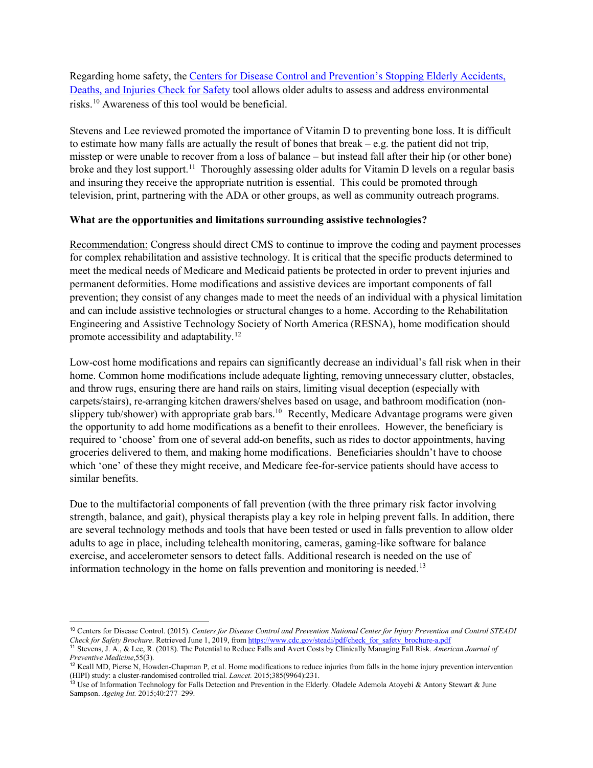Regarding home safety, the [Centers for Disease Control and Prevention's Stopping Elderly Accidents, Deaths, and Injuries Check for Safety](https://www.cdc.gov/steadi/pdf/check_for_safety_brochure-a.pdf) tool allows older adults to assess and address environmental risks.[10] Awareness of this tool would be beneficial.

Stevens and Lee reviewed promoted the importance of Vitamin D to preventing bone loss. It is difficult to estimate how many falls are actually the result of bones that break – e.g. the patient did not trip, misstep or were unable to recover from a loss of balance – but instead fall after their hip (or other bone) broke and they lost support.[11] Thoroughly assessing older adults for Vitamin D levels on a regular basis and insuring they receive the appropriate nutrition is essential. This could be promoted through television, print, partnering with the ADA or other groups, as well as community outreach programs.

**What are the opportunities and limitations surrounding assistive technologies?**

Recommendation: Congress should direct CMS to continue to improve the coding and payment processes for complex rehabilitation and assistive technology. It is critical that the specific products determined to meet the medical needs of Medicare and Medicaid patients be protected in order to prevent injuries and permanent deformities. Home modifications and assistive devices are important components of fall prevention; they consist of any changes made to meet the needs of an individual with a physical limitation and can include assistive technologies or structural changes to a home. According to the Rehabilitation Engineering and Assistive Technology Society of North America (RESNA), home modification should promote accessibility and adaptability.[12]

Low-cost home modifications and repairs can significantly decrease an individual's fall risk when in their home. Common home modifications include adequate lighting, removing unnecessary clutter, obstacles, and throw rugs, ensuring there are hand rails on stairs, limiting visual deception (especially with carpets/stairs), re-arranging kitchen drawers/shelves based on usage, and bathroom modification (non-slippery tub/shower) with appropriate grab bars.[10] Recently, Medicare Advantage programs were given the opportunity to add home modifications as a benefit to their enrollees. However, the beneficiary is required to 'choose' from one of several add-on benefits, such as rides to doctor appointments, having groceries delivered to them, and making home modifications. Beneficiaries shouldn't have to choose which 'one' of these they might receive, and Medicare fee-for-service patients should have access to similar benefits.

Due to the multifactorial components of fall prevention (with the three primary risk factor involving strength, balance, and gait), physical therapists play a key role in helping prevent falls. In addition, there are several technology methods and tools that have been tested or used in falls prevention to allow older adults to age in place, including telehealth monitoring, cameras, gaming-like software for balance exercise, and accelerometer sensors to detect falls. Additional research is needed on the use of information technology in the home on falls prevention and monitoring is needed.[13]

---

[10] Centers for Disease Control. (2015). *Centers for Disease Control and Prevention National Center for Injury Prevention and Control STEADI Check for Safety Brochure*. Retrieved June 1, 2019, from https://www.cdc.gov/steadi/pdf/check_for_safety_brochure-a.pdf

[11] Stevens, J. A., & Lee, R. (2018). The Potential to Reduce Falls and Avert Costs by Clinically Managing Fall Risk. *American Journal of Preventive Medicine*,55(3).

[12] Keall MD, Pierse N, Howden-Chapman P, et al. Home modifications to reduce injuries from falls in the home injury prevention intervention (HIPI) study: a cluster-randomised controlled trial. *Lancet.* 2015;385(9964):231.

[13] Use of Information Technology for Falls Detection and Prevention in the Elderly. Oladele Ademola Atoyebi & Antony Stewart & June Sampson. *Ageing Int.* 2015;40:277–299.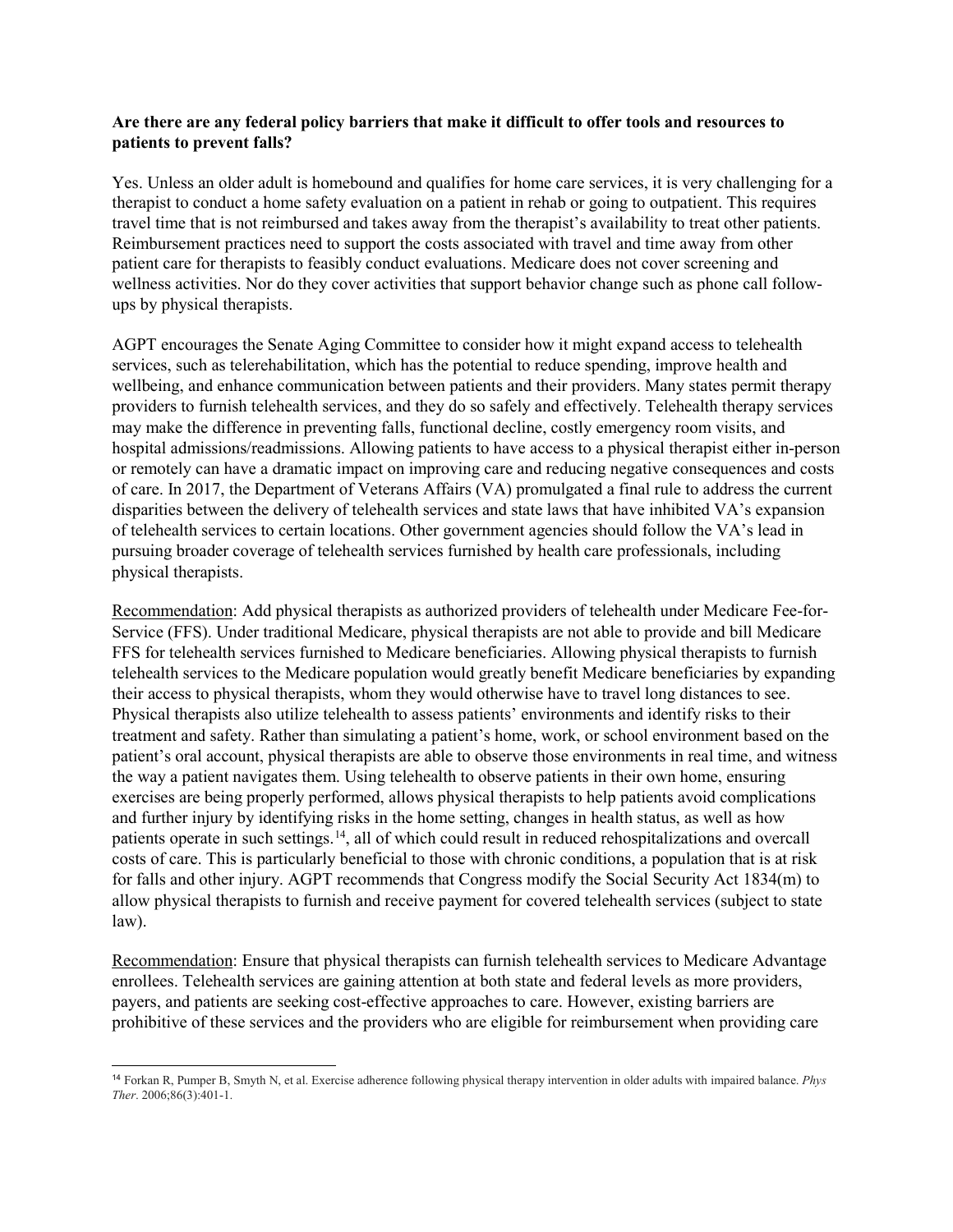**Are there are any federal policy barriers that make it difficult to offer tools and resources to patients to prevent falls?**

Yes. Unless an older adult is homebound and qualifies for home care services, it is very challenging for a therapist to conduct a home safety evaluation on a patient in rehab or going to outpatient. This requires travel time that is not reimbursed and takes away from the therapist's availability to treat other patients. Reimbursement practices need to support the costs associated with travel and time away from other patient care for therapists to feasibly conduct evaluations. Medicare does not cover screening and wellness activities. Nor do they cover activities that support behavior change such as phone call follow-ups by physical therapists.

AGPT encourages the Senate Aging Committee to consider how it might expand access to telehealth services, such as telerehabilitation, which has the potential to reduce spending, improve health and wellbeing, and enhance communication between patients and their providers. Many states permit therapy providers to furnish telehealth services, and they do so safely and effectively. Telehealth therapy services may make the difference in preventing falls, functional decline, costly emergency room visits, and hospital admissions/readmissions. Allowing patients to have access to a physical therapist either in-person or remotely can have a dramatic impact on improving care and reducing negative consequences and costs of care. In 2017, the Department of Veterans Affairs (VA) promulgated a final rule to address the current disparities between the delivery of telehealth services and state laws that have inhibited VA's expansion of telehealth services to certain locations. Other government agencies should follow the VA's lead in pursuing broader coverage of telehealth services furnished by health care professionals, including physical therapists.

Recommendation: Add physical therapists as authorized providers of telehealth under Medicare Fee-for-Service (FFS). Under traditional Medicare, physical therapists are not able to provide and bill Medicare FFS for telehealth services furnished to Medicare beneficiaries. Allowing physical therapists to furnish telehealth services to the Medicare population would greatly benefit Medicare beneficiaries by expanding their access to physical therapists, whom they would otherwise have to travel long distances to see. Physical therapists also utilize telehealth to assess patients' environments and identify risks to their treatment and safety. Rather than simulating a patient's home, work, or school environment based on the patient's oral account, physical therapists are able to observe those environments in real time, and witness the way a patient navigates them. Using telehealth to observe patients in their own home, ensuring exercises are being properly performed, allows physical therapists to help patients avoid complications and further injury by identifying risks in the home setting, changes in health status, as well as how patients operate in such settings.[14], all of which could result in reduced rehospitalizations and overcall costs of care. This is particularly beneficial to those with chronic conditions, a population that is at risk for falls and other injury. AGPT recommends that Congress modify the Social Security Act 1834(m) to allow physical therapists to furnish and receive payment for covered telehealth services (subject to state law).

Recommendation: Ensure that physical therapists can furnish telehealth services to Medicare Advantage enrollees. Telehealth services are gaining attention at both state and federal levels as more providers, payers, and patients are seeking cost-effective approaches to care. However, existing barriers are prohibitive of these services and the providers who are eligible for reimbursement when providing care

---

[14] Forkan R, Pumper B, Smyth N, et al. Exercise adherence following physical therapy intervention in older adults with impaired balance. *Phys Ther*. 2006;86(3):401-1.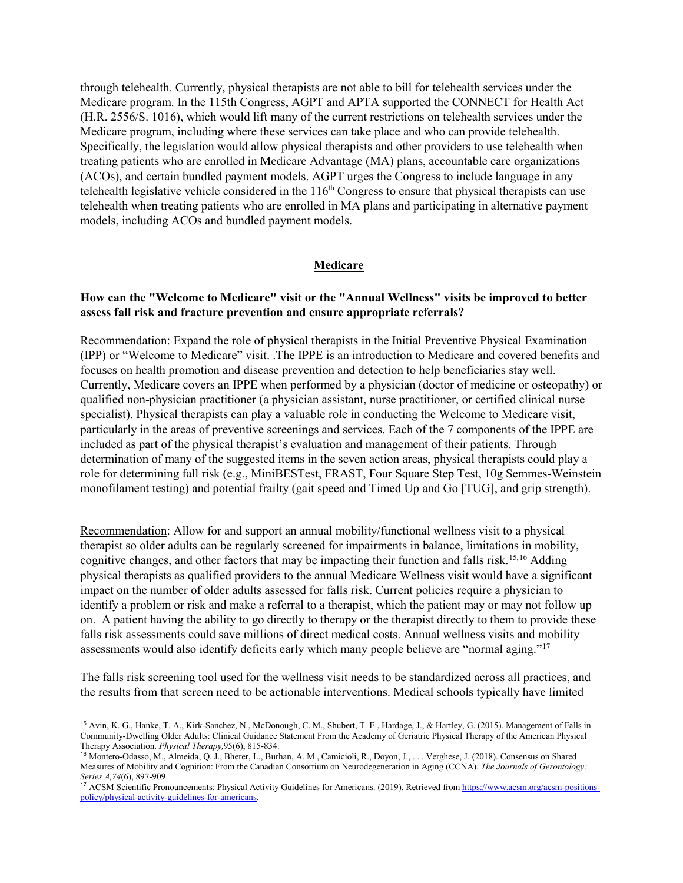through telehealth. Currently, physical therapists are not able to bill for telehealth services under the Medicare program. In the 115th Congress, AGPT and APTA supported the CONNECT for Health Act (H.R. 2556/S. 1016), which would lift many of the current restrictions on telehealth services under the Medicare program, including where these services can take place and who can provide telehealth. Specifically, the legislation would allow physical therapists and other providers to use telehealth when treating patients who are enrolled in Medicare Advantage (MA) plans, accountable care organizations (ACOs), and certain bundled payment models. AGPT urges the Congress to include language in any telehealth legislative vehicle considered in the 116th Congress to ensure that physical therapists can use telehealth when treating patients who are enrolled in MA plans and participating in alternative payment models, including ACOs and bundled payment models.

## Medicare

**How can the "Welcome to Medicare" visit or the "Annual Wellness" visits be improved to better assess fall risk and fracture prevention and ensure appropriate referrals?**

Recommendation: Expand the role of physical therapists in the Initial Preventive Physical Examination (IPP) or "Welcome to Medicare" visit. .The IPPE is an introduction to Medicare and covered benefits and focuses on health promotion and disease prevention and detection to help beneficiaries stay well. Currently, Medicare covers an IPPE when performed by a physician (doctor of medicine or osteopathy) or qualified non-physician practitioner (a physician assistant, nurse practitioner, or certified clinical nurse specialist). Physical therapists can play a valuable role in conducting the Welcome to Medicare visit, particularly in the areas of preventive screenings and services. Each of the 7 components of the IPPE are included as part of the physical therapist's evaluation and management of their patients. Through determination of many of the suggested items in the seven action areas, physical therapists could play a role for determining fall risk (e.g., MiniBESTest, FRAST, Four Square Step Test, 10g Semmes-Weinstein monofilament testing) and potential frailty (gait speed and Timed Up and Go [TUG], and grip strength).

Recommendation: Allow for and support an annual mobility/functional wellness visit to a physical therapist so older adults can be regularly screened for impairments in balance, limitations in mobility, cognitive changes, and other factors that may be impacting their function and falls risk.[15,16] Adding physical therapists as qualified providers to the annual Medicare Wellness visit would have a significant impact on the number of older adults assessed for falls risk. Current policies require a physician to identify a problem or risk and make a referral to a therapist, which the patient may or may not follow up on. A patient having the ability to go directly to therapy or the therapist directly to them to provide these falls risk assessments could save millions of direct medical costs. Annual wellness visits and mobility assessments would also identify deficits early which many people believe are "normal aging."[17]

The falls risk screening tool used for the wellness visit needs to be standardized across all practices, and the results from that screen need to be actionable interventions. Medical schools typically have limited

---

[15] Avin, K. G., Hanke, T. A., Kirk-Sanchez, N., McDonough, C. M., Shubert, T. E., Hardage, J., & Hartley, G. (2015). Management of Falls in Community-Dwelling Older Adults: Clinical Guidance Statement From the Academy of Geriatric Physical Therapy of the American Physical Therapy Association. *Physical Therapy,*95(6), 815-834.

[16] Montero-Odasso, M., Almeida, Q. J., Bherer, L., Burhan, A. M., Camicioli, R., Doyon, J., . . . Verghese, J. (2018). Consensus on Shared Measures of Mobility and Cognition: From the Canadian Consortium on Neurodegeneration in Aging (CCNA). *The Journals of Gerontology: Series A,74*(6), 897-909.

[17] ACSM Scientific Pronouncements: Physical Activity Guidelines for Americans. (2019). Retrieved from https://www.acsm.org/acsm-positions-policy/physical-activity-guidelines-for-americans.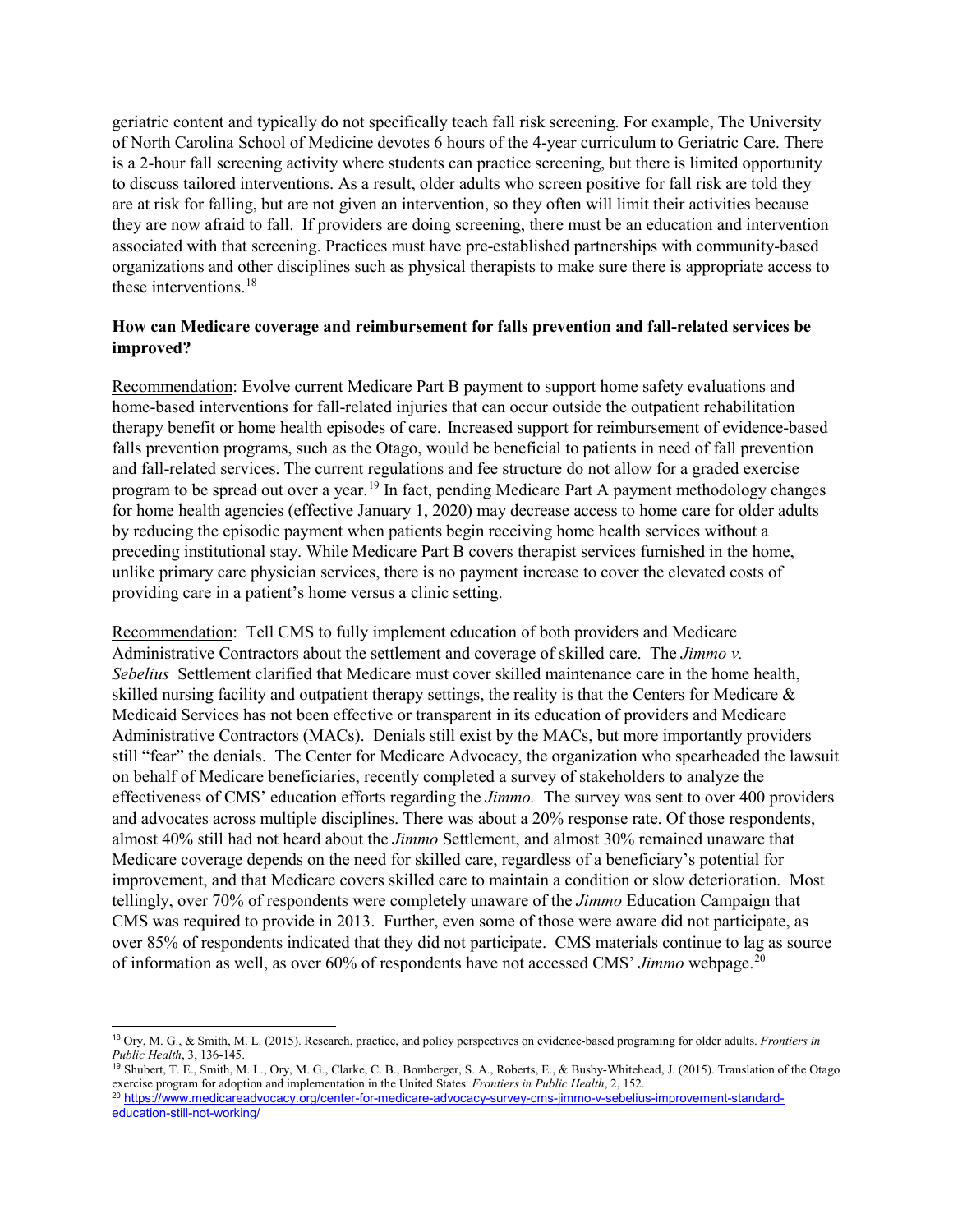geriatric content and typically do not specifically teach fall risk screening. For example, The University of North Carolina School of Medicine devotes 6 hours of the 4-year curriculum to Geriatric Care. There is a 2-hour fall screening activity where students can practice screening, but there is limited opportunity to discuss tailored interventions. As a result, older adults who screen positive for fall risk are told they are at risk for falling, but are not given an intervention, so they often will limit their activities because they are now afraid to fall. If providers are doing screening, there must be an education and intervention associated with that screening. Practices must have pre-established partnerships with community-based organizations and other disciplines such as physical therapists to make sure there is appropriate access to these interventions.[18]

**How can Medicare coverage and reimbursement for falls prevention and fall-related services be improved?**

Recommendation: Evolve current Medicare Part B payment to support home safety evaluations and home-based interventions for fall-related injuries that can occur outside the outpatient rehabilitation therapy benefit or home health episodes of care. Increased support for reimbursement of evidence-based falls prevention programs, such as the Otago, would be beneficial to patients in need of fall prevention and fall-related services. The current regulations and fee structure do not allow for a graded exercise program to be spread out over a year.[19] In fact, pending Medicare Part A payment methodology changes for home health agencies (effective January 1, 2020) may decrease access to home care for older adults by reducing the episodic payment when patients begin receiving home health services without a preceding institutional stay. While Medicare Part B covers therapist services furnished in the home, unlike primary care physician services, there is no payment increase to cover the elevated costs of providing care in a patient's home versus a clinic setting.

Recommendation: Tell CMS to fully implement education of both providers and Medicare Administrative Contractors about the settlement and coverage of skilled care. The *Jimmo v. Sebelius* Settlement clarified that Medicare must cover skilled maintenance care in the home health, skilled nursing facility and outpatient therapy settings, the reality is that the Centers for Medicare & Medicaid Services has not been effective or transparent in its education of providers and Medicare Administrative Contractors (MACs). Denials still exist by the MACs, but more importantly providers still "fear" the denials. The Center for Medicare Advocacy, the organization who spearheaded the lawsuit on behalf of Medicare beneficiaries, recently completed a survey of stakeholders to analyze the effectiveness of CMS' education efforts regarding the *Jimmo.* The survey was sent to over 400 providers and advocates across multiple disciplines. There was about a 20% response rate. Of those respondents, almost 40% still had not heard about the *Jimmo* Settlement, and almost 30% remained unaware that Medicare coverage depends on the need for skilled care, regardless of a beneficiary's potential for improvement, and that Medicare covers skilled care to maintain a condition or slow deterioration. Most tellingly, over 70% of respondents were completely unaware of the *Jimmo* Education Campaign that CMS was required to provide in 2013. Further, even some of those were aware did not participate, as over 85% of respondents indicated that they did not participate. CMS materials continue to lag as source of information as well, as over 60% of respondents have not accessed CMS' *Jimmo* webpage.[20]

---

[18] Ory, M. G., & Smith, M. L. (2015). Research, practice, and policy perspectives on evidence-based programing for older adults. *Frontiers in Public Health*, 3, 136-145.

[19] Shubert, T. E., Smith, M. L., Ory, M. G., Clarke, C. B., Bomberger, S. A., Roberts, E., & Busby-Whitehead, J. (2015). Translation of the Otago exercise program for adoption and implementation in the United States. *Frontiers in Public Health*, 2, 152.

[20] https://www.medicareadvocacy.org/center-for-medicare-advocacy-survey-cms-jimmo-v-sebelius-improvement-standard-education-still-not-working/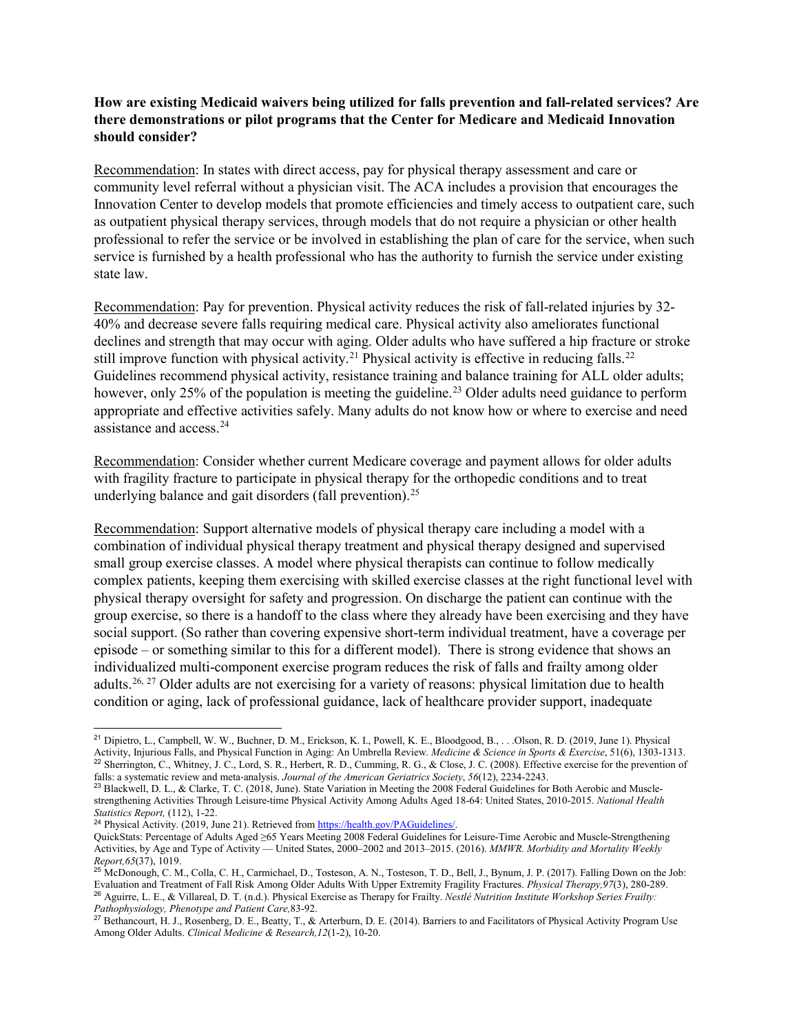**How are existing Medicaid waivers being utilized for falls prevention and fall-related services? Are there demonstrations or pilot programs that the Center for Medicare and Medicaid Innovation should consider?**

Recommendation: In states with direct access, pay for physical therapy assessment and care or community level referral without a physician visit. The ACA includes a provision that encourages the Innovation Center to develop models that promote efficiencies and timely access to outpatient care, such as outpatient physical therapy services, through models that do not require a physician or other health professional to refer the service or be involved in establishing the plan of care for the service, when such service is furnished by a health professional who has the authority to furnish the service under existing state law.

Recommendation: Pay for prevention. Physical activity reduces the risk of fall-related injuries by 32-40% and decrease severe falls requiring medical care. Physical activity also ameliorates functional declines and strength that may occur with aging. Older adults who have suffered a hip fracture or stroke still improve function with physical activity.[21] Physical activity is effective in reducing falls.[22] Guidelines recommend physical activity, resistance training and balance training for ALL older adults; however, only 25% of the population is meeting the guideline.[23] Older adults need guidance to perform appropriate and effective activities safely. Many adults do not know how or where to exercise and need assistance and access.[24]

Recommendation: Consider whether current Medicare coverage and payment allows for older adults with fragility fracture to participate in physical therapy for the orthopedic conditions and to treat underlying balance and gait disorders (fall prevention).[25]

Recommendation: Support alternative models of physical therapy care including a model with a combination of individual physical therapy treatment and physical therapy designed and supervised small group exercise classes. A model where physical therapists can continue to follow medically complex patients, keeping them exercising with skilled exercise classes at the right functional level with physical therapy oversight for safety and progression. On discharge the patient can continue with the group exercise, so there is a handoff to the class where they already have been exercising and they have social support. (So rather than covering expensive short-term individual treatment, have a coverage per episode – or something similar to this for a different model). There is strong evidence that shows an individualized multi-component exercise program reduces the risk of falls and frailty among older adults.[26, 27] Older adults are not exercising for a variety of reasons: physical limitation due to health condition or aging, lack of professional guidance, lack of healthcare provider support, inadequate

---

[21] Dipietro, L., Campbell, W. W., Buchner, D. M., Erickson, K. I., Powell, K. E., Bloodgood, B., . . .Olson, R. D. (2019, June 1). Physical Activity, Injurious Falls, and Physical Function in Aging: An Umbrella Review. *Medicine & Science in Sports & Exercise*, 51(6), 1303-1313.

[22] Sherrington, C., Whitney, J. C., Lord, S. R., Herbert, R. D., Cumming, R. G., & Close, J. C. (2008). Effective exercise for the prevention of falls: a systematic review and meta-analysis. *Journal of the American Geriatrics Society*, *56*(12), 2234-2243.

[23] Blackwell, D. L., & Clarke, T. C. (2018, June). State Variation in Meeting the 2008 Federal Guidelines for Both Aerobic and Muscle-strengthening Activities Through Leisure-time Physical Activity Among Adults Aged 18-64: United States, 2010-2015. *National Health Statistics Report,* (112), 1-22.

[24] Physical Activity. (2019, June 21). Retrieved from https://health.gov/PAGuidelines/.

QuickStats: Percentage of Adults Aged ≥65 Years Meeting 2008 Federal Guidelines for Leisure-Time Aerobic and Muscle-Strengthening Activities, by Age and Type of Activity — United States, 2000–2002 and 2013–2015. (2016). *MMWR. Morbidity and Mortality Weekly Report,65*(37), 1019.

[25] McDonough, C. M., Colla, C. H., Carmichael, D., Tosteson, A. N., Tosteson, T. D., Bell, J., Bynum, J. P. (2017). Falling Down on the Job: Evaluation and Treatment of Fall Risk Among Older Adults With Upper Extremity Fragility Fractures. *Physical Therapy,97*(3), 280-289.

[26] Aguirre, L. E., & Villareal, D. T. (n.d.). Physical Exercise as Therapy for Frailty. *Nestlé Nutrition Institute Workshop Series Frailty: Pathophysiology, Phenotype and Patient Care,*83-92.

[27] Bethancourt, H. J., Rosenberg, D. E., Beatty, T., & Arterburn, D. E. (2014). Barriers to and Facilitators of Physical Activity Program Use Among Older Adults. *Clinical Medicine & Research,12*(1-2), 10-20.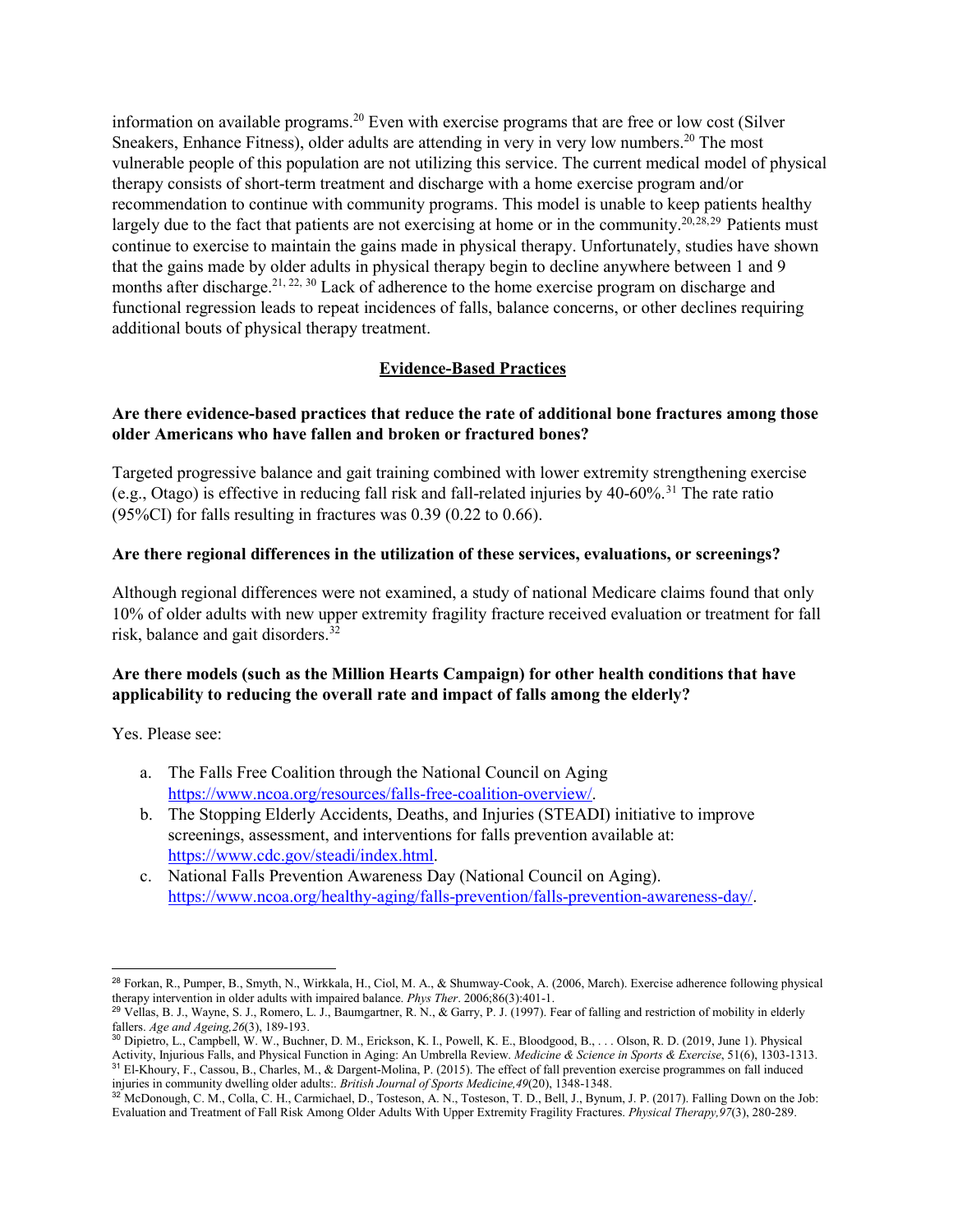information on available programs.[20] Even with exercise programs that are free or low cost (Silver Sneakers, Enhance Fitness), older adults are attending in very in very low numbers.[20] The most vulnerable people of this population are not utilizing this service. The current medical model of physical therapy consists of short-term treatment and discharge with a home exercise program and/or recommendation to continue with community programs. This model is unable to keep patients healthy largely due to the fact that patients are not exercising at home or in the community.[20,28,29] Patients must continue to exercise to maintain the gains made in physical therapy. Unfortunately, studies have shown that the gains made by older adults in physical therapy begin to decline anywhere between 1 and 9 months after discharge.[21, 22, 30] Lack of adherence to the home exercise program on discharge and functional regression leads to repeat incidences of falls, balance concerns, or other declines requiring additional bouts of physical therapy treatment.

## Evidence-Based Practices

**Are there evidence-based practices that reduce the rate of additional bone fractures among those older Americans who have fallen and broken or fractured bones?**

Targeted progressive balance and gait training combined with lower extremity strengthening exercise (e.g., Otago) is effective in reducing fall risk and fall-related injuries by 40-60%.[31] The rate ratio (95%CI) for falls resulting in fractures was 0.39 (0.22 to 0.66).

**Are there regional differences in the utilization of these services, evaluations, or screenings?**

Although regional differences were not examined, a study of national Medicare claims found that only 10% of older adults with new upper extremity fragility fracture received evaluation or treatment for fall risk, balance and gait disorders.[32]

**Are there models (such as the Million Hearts Campaign) for other health conditions that have applicability to reducing the overall rate and impact of falls among the elderly?**

Yes. Please see:

a. The Falls Free Coalition through the National Council on Aging https://www.ncoa.org/resources/falls-free-coalition-overview/.
b. The Stopping Elderly Accidents, Deaths, and Injuries (STEADI) initiative to improve screenings, assessment, and interventions for falls prevention available at: https://www.cdc.gov/steadi/index.html.
c. National Falls Prevention Awareness Day (National Council on Aging). https://www.ncoa.org/healthy-aging/falls-prevention/falls-prevention-awareness-day/.

---

[28] Forkan, R., Pumper, B., Smyth, N., Wirkkala, H., Ciol, M. A., & Shumway-Cook, A. (2006, March). Exercise adherence following physical therapy intervention in older adults with impaired balance. *Phys Ther*. 2006;86(3):401-1.

[29] Vellas, B. J., Wayne, S. J., Romero, L. J., Baumgartner, R. N., & Garry, P. J. (1997). Fear of falling and restriction of mobility in elderly fallers. *Age and Ageing,26*(3), 189-193.

[30] Dipietro, L., Campbell, W. W., Buchner, D. M., Erickson, K. I., Powell, K. E., Bloodgood, B., . . . Olson, R. D. (2019, June 1). Physical Activity, Injurious Falls, and Physical Function in Aging: An Umbrella Review. *Medicine & Science in Sports & Exercise*, 51(6), 1303-1313.

[31] El-Khoury, F., Cassou, B., Charles, M., & Dargent-Molina, P. (2015). The effect of fall prevention exercise programmes on fall induced injuries in community dwelling older adults:. *British Journal of Sports Medicine,49*(20), 1348-1348.

[32] McDonough, C. M., Colla, C. H., Carmichael, D., Tosteson, A. N., Tosteson, T. D., Bell, J., Bynum, J. P. (2017). Falling Down on the Job: Evaluation and Treatment of Fall Risk Among Older Adults With Upper Extremity Fragility Fractures. *Physical Therapy,97*(3), 280-289.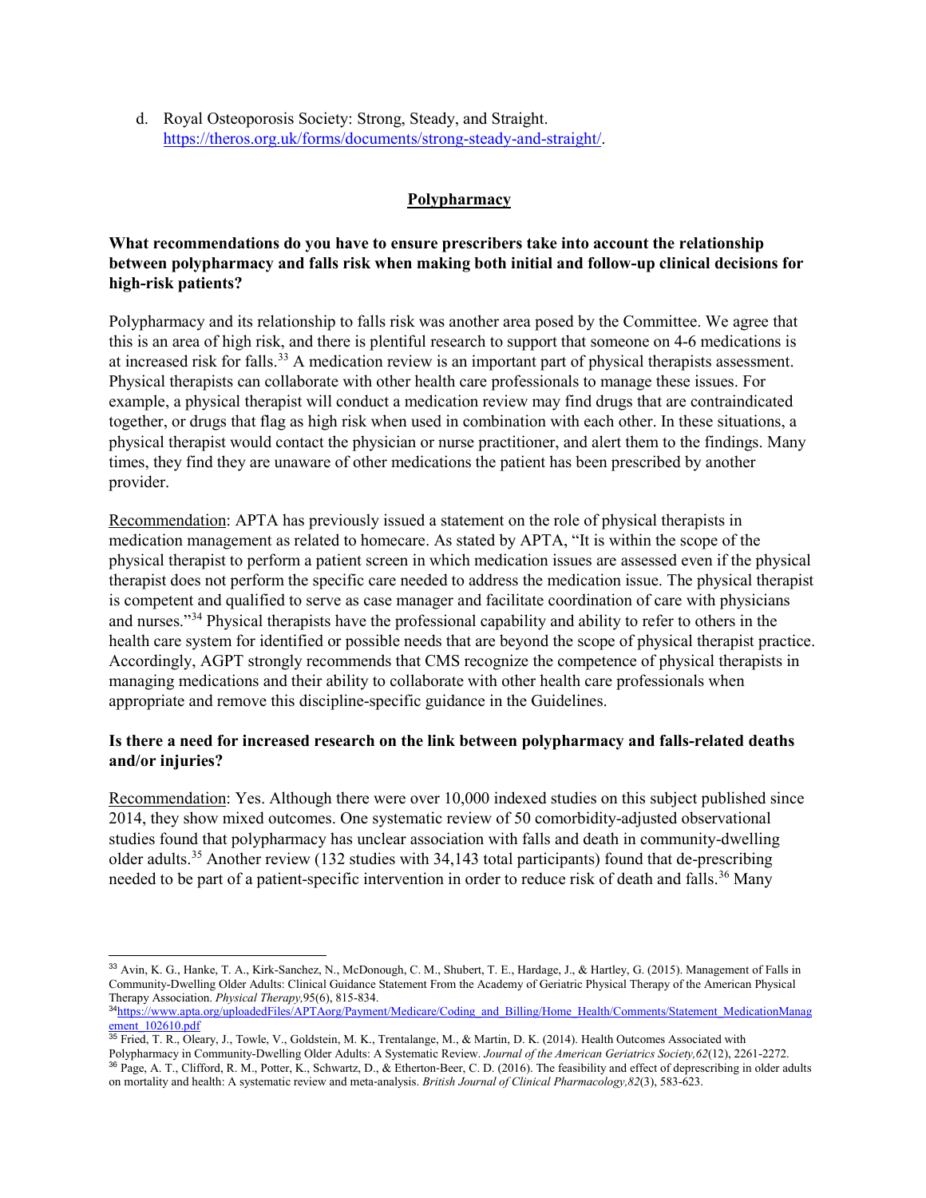d. Royal Osteoporosis Society: Strong, Steady, and Straight. https://theros.org.uk/forms/documents/strong-steady-and-straight/.

## Polypharmacy

**What recommendations do you have to ensure prescribers take into account the relationship between polypharmacy and falls risk when making both initial and follow-up clinical decisions for high-risk patients?**

Polypharmacy and its relationship to falls risk was another area posed by the Committee. We agree that this is an area of high risk, and there is plentiful research to support that someone on 4-6 medications is at increased risk for falls.[33] A medication review is an important part of physical therapists assessment. Physical therapists can collaborate with other health care professionals to manage these issues. For example, a physical therapist will conduct a medication review may find drugs that are contraindicated together, or drugs that flag as high risk when used in combination with each other. In these situations, a physical therapist would contact the physician or nurse practitioner, and alert them to the findings. Many times, they find they are unaware of other medications the patient has been prescribed by another provider.

Recommendation: APTA has previously issued a statement on the role of physical therapists in medication management as related to homecare. As stated by APTA, "It is within the scope of the physical therapist to perform a patient screen in which medication issues are assessed even if the physical therapist does not perform the specific care needed to address the medication issue. The physical therapist is competent and qualified to serve as case manager and facilitate coordination of care with physicians and nurses."[34] Physical therapists have the professional capability and ability to refer to others in the health care system for identified or possible needs that are beyond the scope of physical therapist practice. Accordingly, AGPT strongly recommends that CMS recognize the competence of physical therapists in managing medications and their ability to collaborate with other health care professionals when appropriate and remove this discipline-specific guidance in the Guidelines.

**Is there a need for increased research on the link between polypharmacy and falls-related deaths and/or injuries?**

Recommendation: Yes. Although there were over 10,000 indexed studies on this subject published since 2014, they show mixed outcomes. One systematic review of 50 comorbidity-adjusted observational studies found that polypharmacy has unclear association with falls and death in community-dwelling older adults.[35] Another review (132 studies with 34,143 total participants) found that de-prescribing needed to be part of a patient-specific intervention in order to reduce risk of death and falls.[36] Many

---

[33] Avin, K. G., Hanke, T. A., Kirk-Sanchez, N., McDonough, C. M., Shubert, T. E., Hardage, J., & Hartley, G. (2015). Management of Falls in Community-Dwelling Older Adults: Clinical Guidance Statement From the Academy of Geriatric Physical Therapy of the American Physical Therapy Association. *Physical Therapy,*95(6), 815-834.

[34] https://www.apta.org/uploadedFiles/APTAorg/Payment/Medicare/Coding_and_Billing/Home_Health/Comments/Statement_MedicationManagement_102610.pdf

[35] Fried, T. R., Oleary, J., Towle, V., Goldstein, M. K., Trentalange, M., & Martin, D. K. (2014). Health Outcomes Associated with Polypharmacy in Community-Dwelling Older Adults: A Systematic Review. *Journal of the American Geriatrics Society,62*(12), 2261-2272.

[36] Page, A. T., Clifford, R. M., Potter, K., Schwartz, D., & Etherton-Beer, C. D. (2016). The feasibility and effect of deprescribing in older adults on mortality and health: A systematic review and meta-analysis. *British Journal of Clinical Pharmacology,82*(3), 583-623.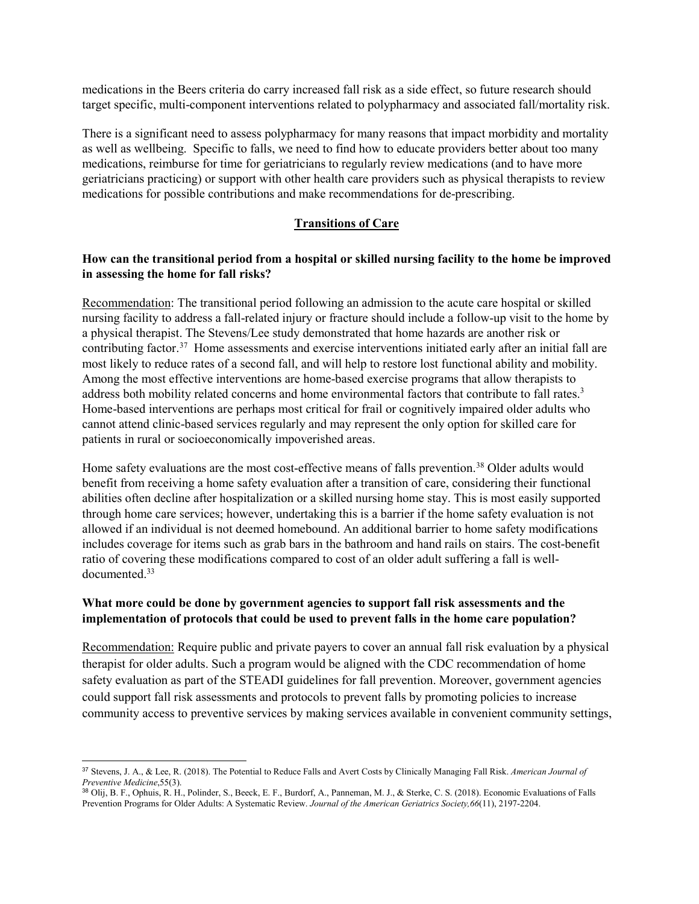medications in the Beers criteria do carry increased fall risk as a side effect, so future research should target specific, multi-component interventions related to polypharmacy and associated fall/mortality risk.

There is a significant need to assess polypharmacy for many reasons that impact morbidity and mortality as well as wellbeing. Specific to falls, we need to find how to educate providers better about too many medications, reimburse for time for geriatricians to regularly review medications (and to have more geriatricians practicing) or support with other health care providers such as physical therapists to review medications for possible contributions and make recommendations for de-prescribing.

## Transitions of Care

**How can the transitional period from a hospital or skilled nursing facility to the home be improved in assessing the home for fall risks?**

Recommendation: The transitional period following an admission to the acute care hospital or skilled nursing facility to address a fall-related injury or fracture should include a follow-up visit to the home by a physical therapist. The Stevens/Lee study demonstrated that home hazards are another risk or contributing factor.[37] Home assessments and exercise interventions initiated early after an initial fall are most likely to reduce rates of a second fall, and will help to restore lost functional ability and mobility. Among the most effective interventions are home-based exercise programs that allow therapists to address both mobility related concerns and home environmental factors that contribute to fall rates.[3] Home-based interventions are perhaps most critical for frail or cognitively impaired older adults who cannot attend clinic-based services regularly and may represent the only option for skilled care for patients in rural or socioeconomically impoverished areas.

Home safety evaluations are the most cost-effective means of falls prevention.[38] Older adults would benefit from receiving a home safety evaluation after a transition of care, considering their functional abilities often decline after hospitalization or a skilled nursing home stay. This is most easily supported through home care services; however, undertaking this is a barrier if the home safety evaluation is not allowed if an individual is not deemed homebound. An additional barrier to home safety modifications includes coverage for items such as grab bars in the bathroom and hand rails on stairs. The cost-benefit ratio of covering these modifications compared to cost of an older adult suffering a fall is well-documented.[33]

**What more could be done by government agencies to support fall risk assessments and the implementation of protocols that could be used to prevent falls in the home care population?**

Recommendation: Require public and private payers to cover an annual fall risk evaluation by a physical therapist for older adults. Such a program would be aligned with the CDC recommendation of home safety evaluation as part of the STEADI guidelines for fall prevention. Moreover, government agencies could support fall risk assessments and protocols to prevent falls by promoting policies to increase community access to preventive services by making services available in convenient community settings,

---

[37] Stevens, J. A., & Lee, R. (2018). The Potential to Reduce Falls and Avert Costs by Clinically Managing Fall Risk. *American Journal of Preventive Medicine*,55(3).

[38] Olij, B. F., Ophuis, R. H., Polinder, S., Beeck, E. F., Burdorf, A., Panneman, M. J., & Sterke, C. S. (2018). Economic Evaluations of Falls Prevention Programs for Older Adults: A Systematic Review. *Journal of the American Geriatrics Society,66*(11), 2197-2204.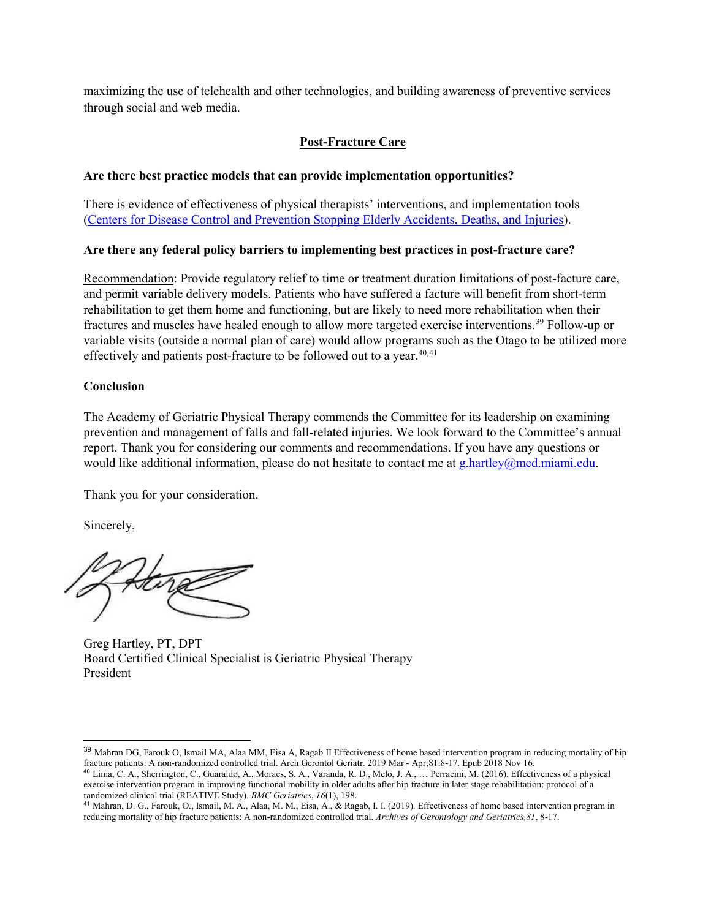maximizing the use of telehealth and other technologies, and building awareness of preventive services through social and web media.

## Post-Fracture Care

**Are there best practice models that can provide implementation opportunities?**

There is evidence of effectiveness of physical therapists' interventions, and implementation tools (Centers for Disease Control and Prevention Stopping Elderly Accidents, Deaths, and Injuries).

**Are there any federal policy barriers to implementing best practices in post-fracture care?**

Recommendation: Provide regulatory relief to time or treatment duration limitations of post-facture care, and permit variable delivery models. Patients who have suffered a facture will benefit from short-term rehabilitation to get them home and functioning, but are likely to need more rehabilitation when their fractures and muscles have healed enough to allow more targeted exercise interventions.[39] Follow-up or variable visits (outside a normal plan of care) would allow programs such as the Otago to be utilized more effectively and patients post-fracture to be followed out to a year.[40,41]

**Conclusion**

The Academy of Geriatric Physical Therapy commends the Committee for its leadership on examining prevention and management of falls and fall-related injuries. We look forward to the Committee's annual report. Thank you for considering our comments and recommendations. If you have any questions or would like additional information, please do not hesitate to contact me at g.hartley@med.miami.edu.

Thank you for your consideration.

Sincerely,

Greg Hartley, PT, DPT
Board Certified Clinical Specialist is Geriatric Physical Therapy
President

---

[39] Mahran DG, Farouk O, Ismail MA, Alaa MM, Eisa A, Ragab II Effectiveness of home based intervention program in reducing mortality of hip fracture patients: A non-randomized controlled trial. Arch Gerontol Geriatr. 2019 Mar - Apr;81:8-17. Epub 2018 Nov 16.

[40] Lima, C. A., Sherrington, C., Guaraldo, A., Moraes, S. A., Varanda, R. D., Melo, J. A., … Perracini, M. (2016). Effectiveness of a physical exercise intervention program in improving functional mobility in older adults after hip fracture in later stage rehabilitation: protocol of a randomized clinical trial (REATIVE Study). *BMC Geriatrics*, *16*(1), 198.

[41] Mahran, D. G., Farouk, O., Ismail, M. A., Alaa, M. M., Eisa, A., & Ragab, I. I. (2019). Effectiveness of home based intervention program in reducing mortality of hip fracture patients: A non-randomized controlled trial. *Archives of Gerontology and Geriatrics,81*, 8-17.